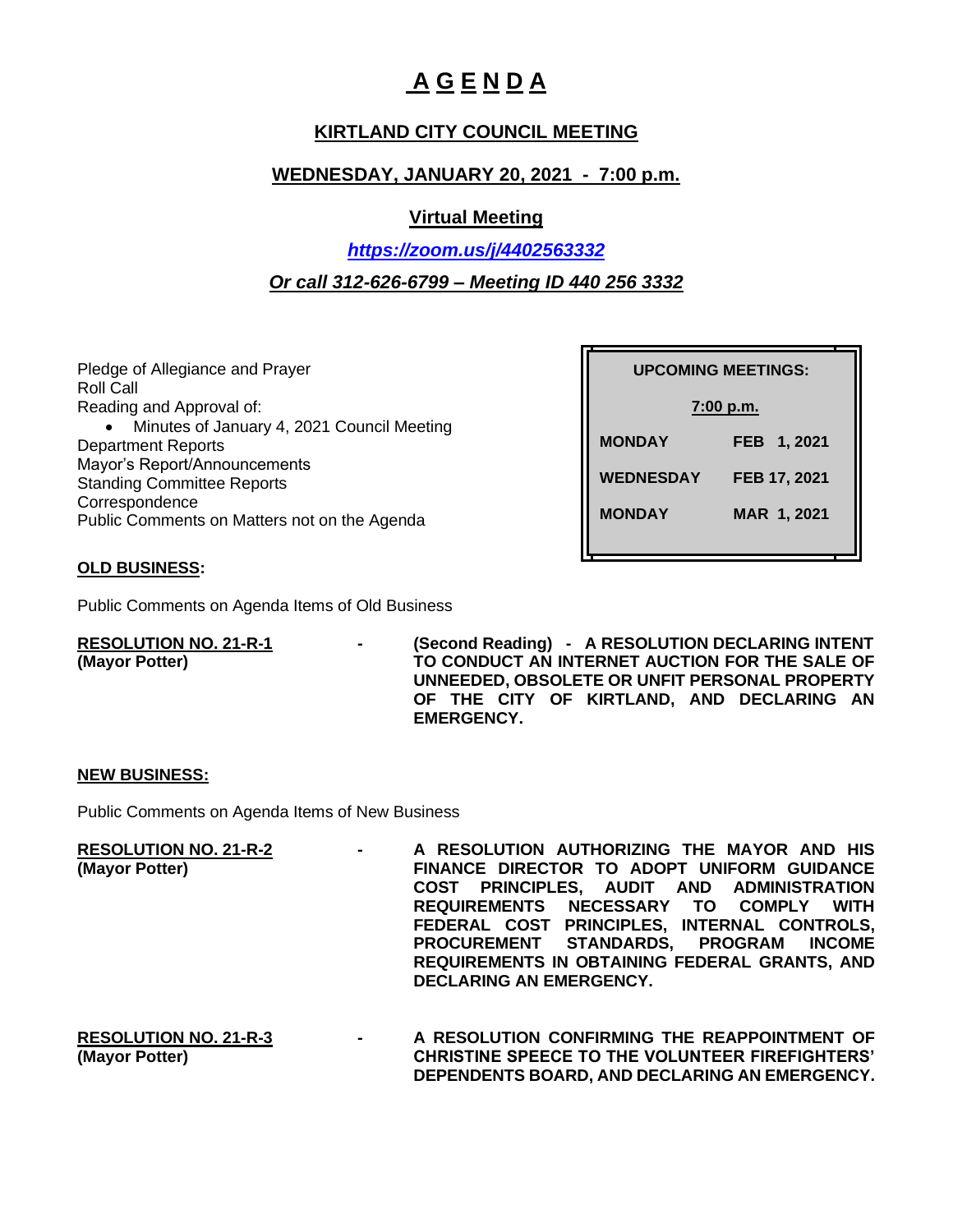# A G E N D A

## KIRTLAND CITY COUNCIL MEETING

## WEDNESDAY, JANUARY 20, 2021 - 7:00 p.m.

## Virtual Meeting

***https://zoom.us/j/4402563332***

***Or call 312-626-6799 – Meeting ID 440 256 3332***

| UPCOMING MEETINGS: | |
|---|---|
| 7:00 p.m. | |
| MONDAY | FEB 1, 2021 |
| WEDNESDAY | FEB 17, 2021 |
| MONDAY | MAR 1, 2021 |

Pledge of Allegiance and Prayer
Roll Call
Reading and Approval of:

- Minutes of January 4, 2021 Council Meeting

Department Reports
Mayor's Report/Announcements
Standing Committee Reports
Correspondence
Public Comments on Matters not on the Agenda

**OLD BUSINESS:**

Public Comments on Agenda Items of Old Business

**RESOLUTION NO. 21-R-1** **(Mayor Potter)** - **(Second Reading) - A RESOLUTION DECLARING INTENT TO CONDUCT AN INTERNET AUCTION FOR THE SALE OF UNNEEDED, OBSOLETE OR UNFIT PERSONAL PROPERTY OF THE CITY OF KIRTLAND, AND DECLARING AN EMERGENCY.**

**NEW BUSINESS:**

Public Comments on Agenda Items of New Business

**RESOLUTION NO. 21-R-2** **(Mayor Potter)** - **A RESOLUTION AUTHORIZING THE MAYOR AND HIS FINANCE DIRECTOR TO ADOPT UNIFORM GUIDANCE COST PRINCIPLES, AUDIT AND ADMINISTRATION REQUIREMENTS NECESSARY TO COMPLY WITH FEDERAL COST PRINCIPLES, INTERNAL CONTROLS, PROCUREMENT STANDARDS, PROGRAM INCOME REQUIREMENTS IN OBTAINING FEDERAL GRANTS, AND DECLARING AN EMERGENCY.**

**RESOLUTION NO. 21-R-3** **(Mayor Potter)** - **A RESOLUTION CONFIRMING THE REAPPOINTMENT OF CHRISTINE SPEECE TO THE VOLUNTEER FIREFIGHTERS' DEPENDENTS BOARD, AND DECLARING AN EMERGENCY.**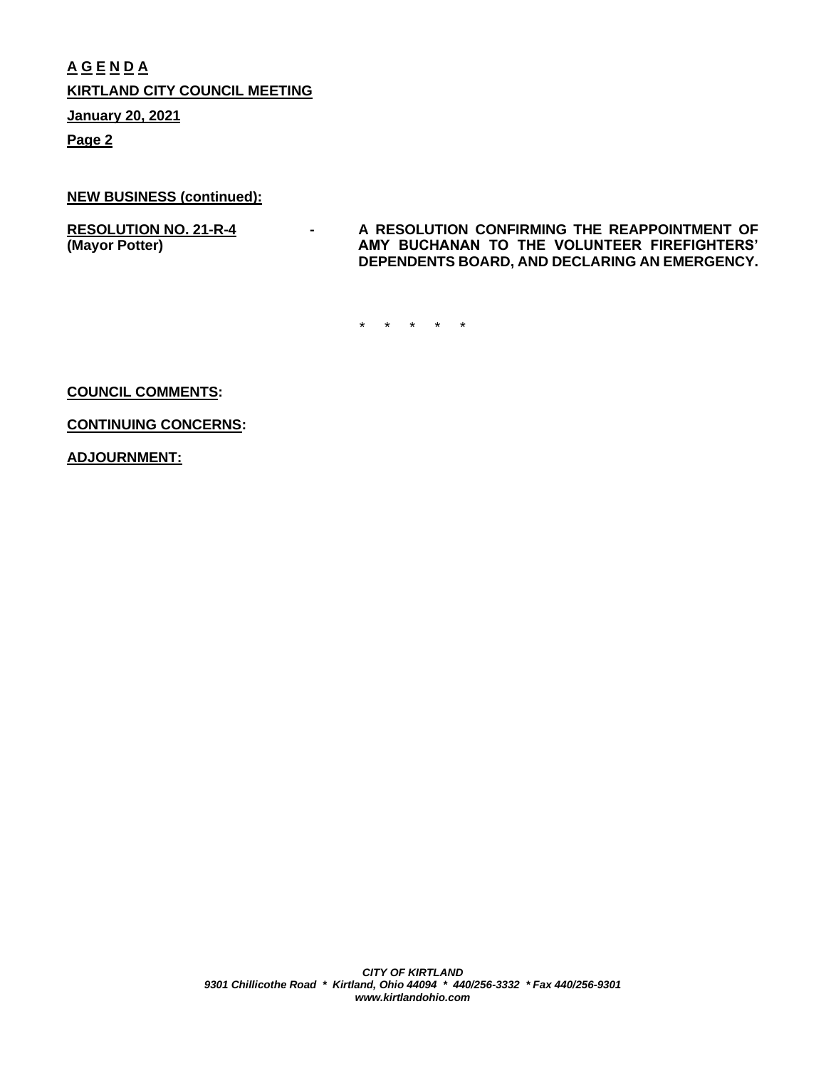**A G E N D A**

**KIRTLAND CITY COUNCIL MEETING**

**January 20, 2021**

**Page 2**

**NEW BUSINESS (continued):**

| | | |
|---|---|---|
| **RESOLUTION NO. 21-R-4** **(Mayor Potter)** | **-** | **A RESOLUTION CONFIRMING THE REAPPOINTMENT OF AMY BUCHANAN TO THE VOLUNTEER FIREFIGHTERS' DEPENDENTS BOARD, AND DECLARING AN EMERGENCY.** |

\* \* \* \* \*

**COUNCIL COMMENTS:**

**CONTINUING CONCERNS:**

**ADJOURNMENT:**

***CITY OF KIRTLAND***
***9301 Chillicothe Road * Kirtland, Ohio 44094 * 440/256-3332 * Fax 440/256-9301***
***www.kirtlandohio.com***